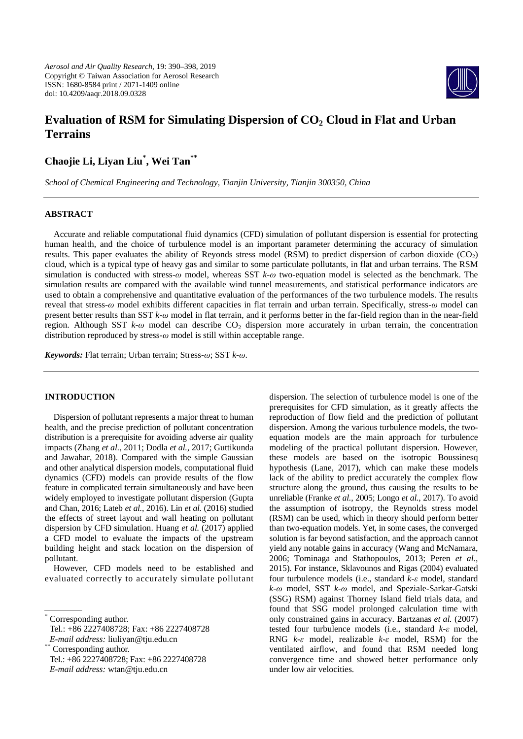# Evaluation of RSM for Simulating Dispersion of $CO_2$ Cloud in Flat and Urban Terrains

## Chaojie Li, Liyan Liu[*], Wei Tan[**]

*School of Chemical Engineering and Technology, Tianjin University, Tianjin 300350, China*

### ABSTRACT

Accurate and reliable computational fluid dynamics (CFD) simulation of pollutant dispersion is essential for protecting human health, and the choice of turbulence model is an important parameter determining the accuracy of simulation results. This paper evaluates the ability of Reyonds stress model (RSM) to predict dispersion of carbon dioxide ($CO_2$) cloud, which is a typical type of heavy gas and similar to some particulate pollutants, in flat and urban terrains. The RSM simulation is conducted with stress-$\omega$ model, whereas SST $k$-$\omega$ two-equation model is selected as the benchmark. The simulation results are compared with the available wind tunnel measurements, and statistical performance indicators are used to obtain a comprehensive and quantitative evaluation of the performances of the two turbulence models. The results reveal that stress-$\omega$ model exhibits different capacities in flat terrain and urban terrain. Specifically, stress-$\omega$ model can present better results than SST $k$-$\omega$ model in flat terrain, and it performs better in the far-field region than in the near-field region. Although SST $k$-$\omega$ model can describe $CO_2$ dispersion more accurately in urban terrain, the concentration distribution reproduced by stress-$\omega$ model is still within acceptable range.

***Keywords:*** Flat terrain; Urban terrain; Stress-$\omega$; SST $k$-$\omega$.

### INTRODUCTION

Dispersion of pollutant represents a major threat to human health, and the precise prediction of pollutant concentration distribution is a prerequisite for avoiding adverse air quality impacts (Zhang *et al.*, 2011; Dodla *et al.*, 2017; Guttikunda and Jawahar, 2018). Compared with the simple Gaussian and other analytical dispersion models, computational fluid dynamics (CFD) models can provide results of the flow feature in complicated terrain simultaneously and have been widely employed to investigate pollutant dispersion (Gupta and Chan, 2016; Lateb *et al.*, 2016). Lin *et al.* (2016) studied the effects of street layout and wall heating on pollutant dispersion by CFD simulation. Huang *et al.* (2017) applied a CFD model to evaluate the impacts of the upstream building height and stack location on the dispersion of pollutant.

However, CFD models need to be established and evaluated correctly to accurately simulate pollutant dispersion. The selection of turbulence model is one of the prerequisites for CFD simulation, as it greatly affects the reproduction of flow field and the prediction of pollutant dispersion. Among the various turbulence models, the two-equation models are the main approach for turbulence modeling of the practical pollutant dispersion. However, these models are based on the isotropic Boussinesq hypothesis (Lane, 2017), which can make these models lack of the ability to predict accurately the complex flow structure along the ground, thus causing the results to be unreliable (Franke *et al.*, 2005; Longo *et al.*, 2017). To avoid the assumption of isotropy, the Reynolds stress model (RSM) can be used, which in theory should perform better than two-equation models. Yet, in some cases, the converged solution is far beyond satisfaction, and the approach cannot yield any notable gains in accuracy (Wang and McNamara, 2006; Tominaga and Stathopoulos, 2013; Peren *et al.*, 2015). For instance, Sklavounos and Rigas (2004) evaluated four turbulence models (i.e., standard $k$-$\varepsilon$ model, standard $k$-$\omega$ model, SST $k$-$\omega$ model, and Speziale-Sarkar-Gatski (SSG) RSM) against Thorney Island field trials data, and found that SSG model prolonged calculation time with only constrained gains in accuracy. Bartzanas *et al.* (2007) tested four turbulence models (i.e., standard $k$-$\varepsilon$ model, RNG $k$-$\varepsilon$ model, realizable $k$-$\varepsilon$ model, RSM) for the ventilated airflow, and found that RSM needed long convergence time and showed better performance only under low air velocities.

---

[*] Corresponding author.
Tel.: +86 2227408728; Fax: +86 2227408728
*E-mail address:* liuliyan@tju.edu.cn

[**] Corresponding author.
Tel.: +86 2227408728; Fax: +86 2227408728
*E-mail address:* wtan@tju.edu.cn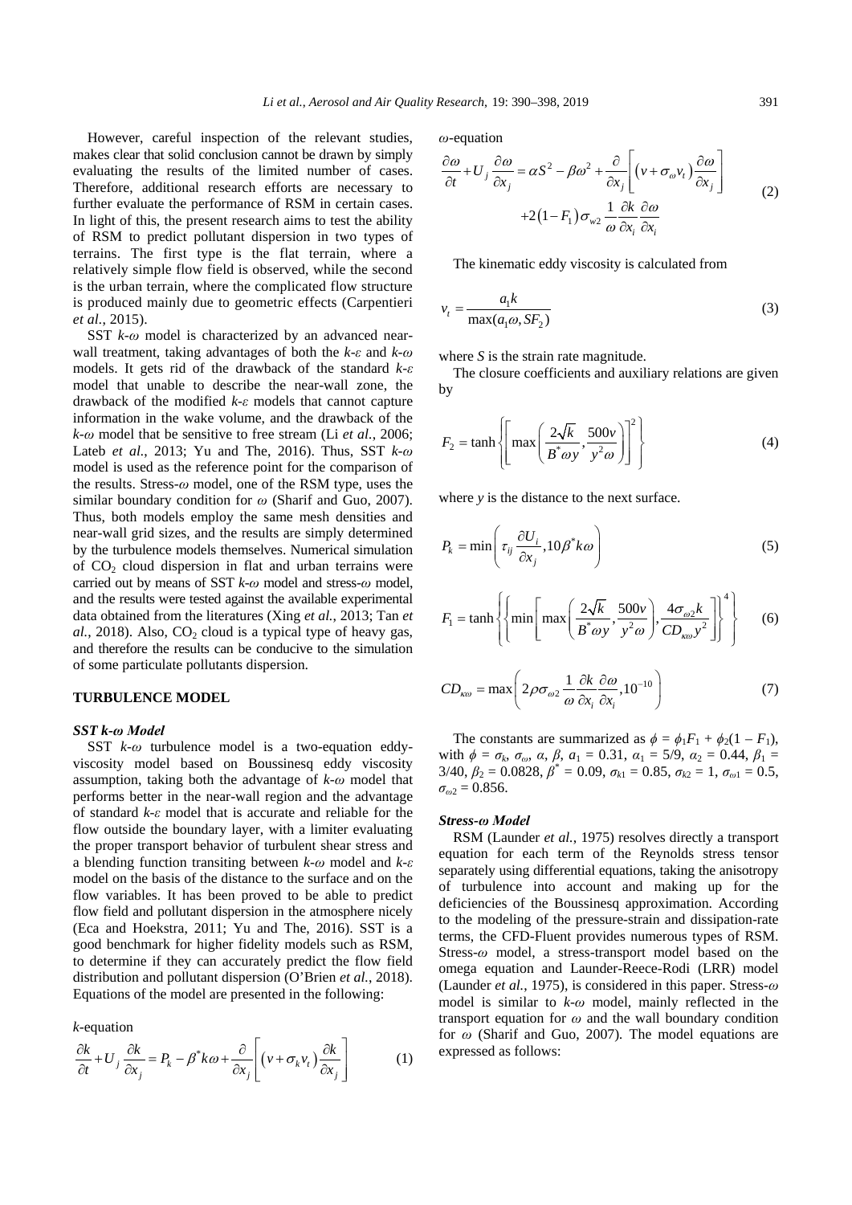However, careful inspection of the relevant studies, makes clear that solid conclusion cannot be drawn by simply evaluating the results of the limited number of cases. Therefore, additional research efforts are necessary to further evaluate the performance of RSM in certain cases. In light of this, the present research aims to test the ability of RSM to predict pollutant dispersion in two types of terrains. The first type is the flat terrain, where a relatively simple flow field is observed, while the second is the urban terrain, where the complicated flow structure is produced mainly due to geometric effects (Carpentieri *et al.*, 2015).

SST *k-ω* model is characterized by an advanced near-wall treatment, taking advantages of both the *k-ε* and *k-ω* models. It gets rid of the drawback of the standard *k-ε* model that unable to describe the near-wall zone, the drawback of the modified *k-ε* models that cannot capture information in the wake volume, and the drawback of the *k-ω* model that be sensitive to free stream (Li *et al.*, 2006; Lateb *et al.*, 2013; Yu and The, 2016). Thus, SST *k-ω* model is used as the reference point for the comparison of the results. Stress-*ω* model, one of the RSM type, uses the similar boundary condition for *ω* (Sharif and Guo, 2007). Thus, both models employ the same mesh densities and near-wall grid sizes, and the results are simply determined by the turbulence models themselves. Numerical simulation of $CO_2$ cloud dispersion in flat and urban terrains were carried out by means of SST *k-ω* model and stress-*ω* model, and the results were tested against the available experimental data obtained from the literatures (Xing *et al.*, 2013; Tan *et al.*, 2018). Also, $CO_2$ cloud is a typical type of heavy gas, and therefore the results can be conducive to the simulation of some particulate pollutants dispersion.

## TURBULENCE MODEL

### *SST k-ω Model*

SST *k-ω* turbulence model is a two-equation eddy-viscosity model based on Boussinesq eddy viscosity assumption, taking both the advantage of *k-ω* model that performs better in the near-wall region and the advantage of standard *k-ε* model that is accurate and reliable for the flow outside the boundary layer, with a limiter evaluating the proper transport behavior of turbulent shear stress and a blending function transiting between *k-ω* model and *k-ε* model on the basis of the distance to the surface and on the flow variables. It has been proved to be able to predict flow field and pollutant dispersion in the atmosphere nicely (Eca and Hoekstra, 2011; Yu and The, 2016). SST is a good benchmark for higher fidelity models such as RSM, to determine if they can accurately predict the flow field distribution and pollutant dispersion (O'Brien *et al.*, 2018). Equations of the model are presented in the following:

*k*-equation

$$\frac{\partial k}{\partial t}+U_j\frac{\partial k}{\partial x_j}=P_k-\beta^* k\omega+\frac{\partial}{\partial x_j}\left[\left(v+\sigma_k v_t\right)\frac{\partial k}{\partial x_j}\right] \tag{1}$$

*ω*-equation

$$\frac{\partial \omega}{\partial t}+U_j\frac{\partial \omega}{\partial x_j}=\alpha S^2-\beta\omega^2+\frac{\partial}{\partial x_j}\left[\left(v+\sigma_\omega v_t\right)\frac{\partial \omega}{\partial x_j}\right] +2\left(1-F_1\right)\sigma_{w2}\frac{1}{\omega}\frac{\partial k}{\partial x_i}\frac{\partial \omega}{\partial x_i} \tag{2}$$

The kinematic eddy viscosity is calculated from

$$v_t=\frac{a_1 k}{\max(a_1\omega, SF_2)} \tag{3}$$

where *S* is the strain rate magnitude.

The closure coefficients and auxiliary relations are given by

$$F_2=\tanh\left\{\left[\max\left(\frac{2\sqrt{k}}{B^*\omega y},\frac{500v}{y^2\omega}\right)\right]^2\right\} \tag{4}$$

where *y* is the distance to the next surface.

$$P_k=\min\left(\tau_{ij}\frac{\partial U_i}{\partial x_j},10\beta^* k\omega\right) \tag{5}$$

$$F_1=\tanh\left\{\left\{\min\left[\max\left(\frac{2\sqrt{k}}{B^*\omega y},\frac{500v}{y^2\omega}\right),\frac{4\sigma_{\omega 2}k}{CD_{\kappa\omega}y^2}\right]\right\}^4\right\} \tag{6}$$

$$CD_{\kappa\omega}=\max\left(2\rho\sigma_{\omega 2}\frac{1}{\omega}\frac{\partial k}{\partial x_i}\frac{\partial \omega}{\partial x_i},10^{-10}\right) \tag{7}$$

The constants are summarized as $\phi = \phi_1 F_1 + \phi_2(1 - F_1)$, with $\phi = \sigma_k, \sigma_\omega, \alpha, \beta$, $a_1 = 0.31$, $\alpha_1 = 5/9$, $\alpha_2 = 0.44$, $\beta_1 = 3/40$, $\beta_2 = 0.0828$, $\beta^* = 0.09$, $\sigma_{k1} = 0.85$, $\sigma_{k2} = 1$, $\sigma_{\omega 1} = 0.5$, $\sigma_{\omega 2} = 0.856$.

### *Stress-ω Model*

RSM (Launder *et al.*, 1975) resolves directly a transport equation for each term of the Reynolds stress tensor separately using differential equations, taking the anisotropy of turbulence into account and making up for the deficiencies of the Boussinesq approximation. According to the modeling of the pressure-strain and dissipation-rate terms, the CFD-Fluent provides numerous types of RSM. Stress-*ω* model, a stress-transport model based on the omega equation and Launder-Reece-Rodi (LRR) model (Launder *et al.*, 1975), is considered in this paper. Stress-*ω* model is similar to *k-ω* model, mainly reflected in the transport equation for *ω* and the wall boundary condition for *ω* (Sharif and Guo, 2007). The model equations are expressed as follows: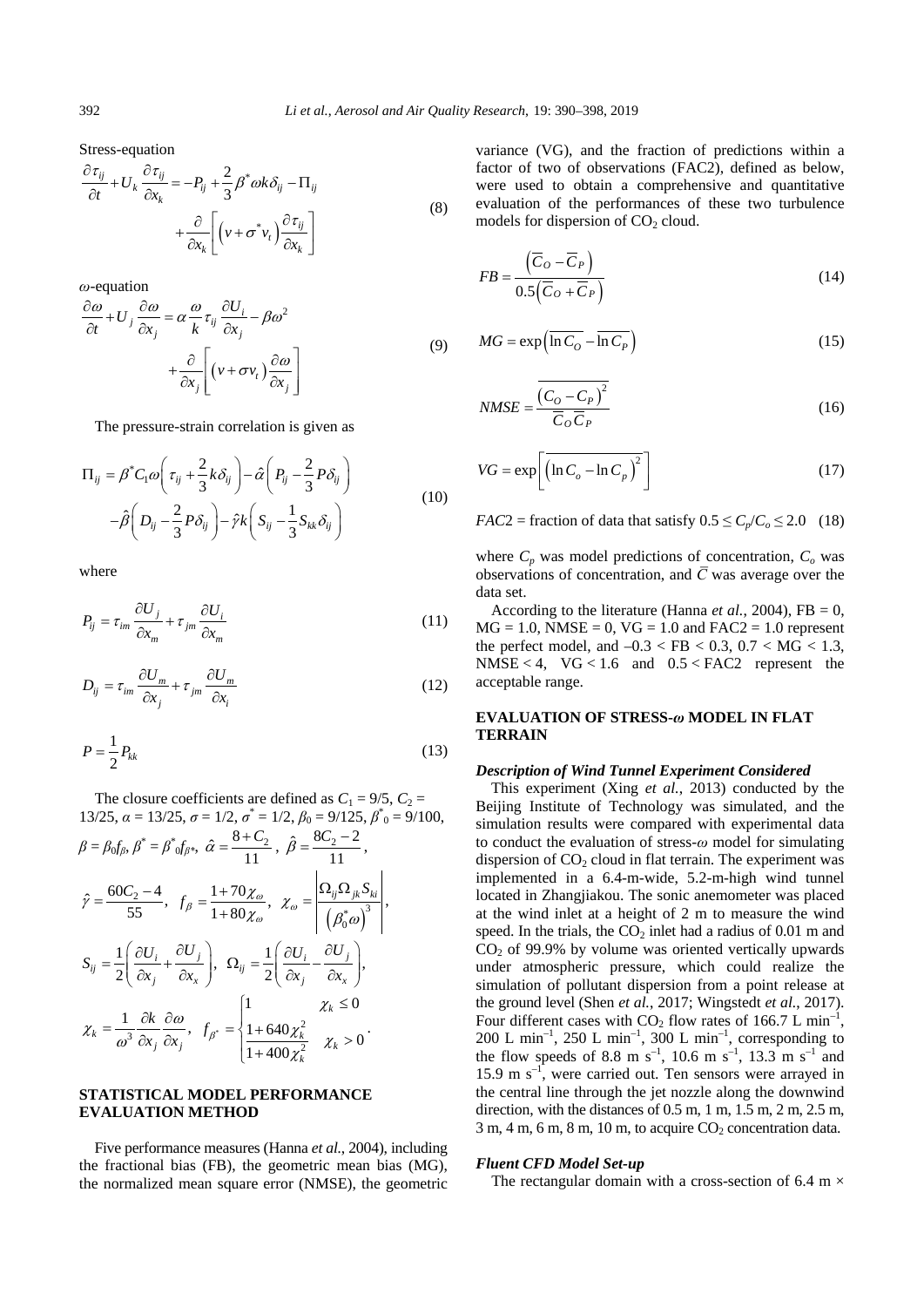Stress-equation

$$\frac{\partial \tau_{ij}}{\partial t} + U_k \frac{\partial \tau_{ij}}{\partial x_k} = -P_{ij} + \frac{2}{3}\beta^* \omega k \delta_{ij} - \Pi_{ij} + \frac{\partial}{\partial x_k}\left[\left(v + \sigma^* v_t\right)\frac{\partial \tau_{ij}}{\partial x_k}\right] \tag{8}$$

$\omega$-equation

$$\frac{\partial \omega}{\partial t} + U_j \frac{\partial \omega}{\partial x_j} = \alpha \frac{\omega}{k} \tau_{ij} \frac{\partial U_i}{\partial x_j} - \beta \omega^2 + \frac{\partial}{\partial x_j}\left[\left(v + \sigma v_t\right)\frac{\partial \omega}{\partial x_j}\right] \tag{9}$$

The pressure-strain correlation is given as

$$\Pi_{ij} = \beta^* C_1 \omega \left(\tau_{ij} + \frac{2}{3} k \delta_{ij}\right) - \hat{\alpha}\left(P_{ij} - \frac{2}{3} P \delta_{ij}\right) - \hat{\beta}\left(D_{ij} - \frac{2}{3} P \delta_{ij}\right) - \hat{\gamma} k \left(S_{ij} - \frac{1}{3} S_{kk} \delta_{ij}\right) \tag{10}$$

where

$$P_{ij} = \tau_{im} \frac{\partial U_j}{\partial x_m} + \tau_{jm} \frac{\partial U_i}{\partial x_m} \tag{11}$$

$$D_{ij} = \tau_{im} \frac{\partial U_m}{\partial x_j} + \tau_{jm} \frac{\partial U_m}{\partial x_i} \tag{12}$$

$$P = \frac{1}{2} P_{kk} \tag{13}$$

The closure coefficients are defined as $C_1 = 9/5$, $C_2 = 13/25$, $\alpha = 13/25$, $\sigma = 1/2$, $\sigma^* = 1/2$, $\beta_0 = 9/125$, $\beta^*_0 = 9/100$, $\beta = \beta_0 f_\beta$, $\beta^* = \beta^*_0 f_{\beta^*}$, $\hat{\alpha} = \frac{8 + C_2}{11}$, $\hat{\beta} = \frac{8C_2 - 2}{11}$, $\hat{\gamma} = \frac{60C_2 - 4}{55}$, $f_\beta = \frac{1 + 70\chi_\omega}{1 + 80\chi_\omega}$, $\chi_\omega = \left|\frac{\Omega_{ij}\Omega_{jk}S_{ki}}{\left(\beta^*_0 \omega\right)^3}\right|$, $S_{ij} = \frac{1}{2}\left(\frac{\partial U_i}{\partial x_j} + \frac{\partial U_j}{\partial x_x}\right)$, $\Omega_{ij} = \frac{1}{2}\left(\frac{\partial U_i}{\partial x_j} - \frac{\partial U_j}{\partial x_x}\right)$, $\chi_k = \frac{1}{\omega^3}\frac{\partial k}{\partial x_j}\frac{\partial \omega}{\partial x_j}$, $f_{\beta^*} = \begin{cases} 1 & \chi_k \le 0 \\ \frac{1 + 640\chi_k^2}{1 + 400\chi_k^2} & \chi_k > 0 \end{cases}$.

## STATISTICAL MODEL PERFORMANCE EVALUATION METHOD

Five performance measures (Hanna *et al.*, 2004), including the fractional bias (FB), the geometric mean bias (MG), the normalized mean square error (NMSE), the geometric variance (VG), and the fraction of predictions within a factor of two of observations (FAC2), defined as below, were used to obtain a comprehensive and quantitative evaluation of the performances of these two turbulence models for dispersion of $CO_2$ cloud.

$$FB = \frac{\left(\overline{C}_O - \overline{C}_P\right)}{0.5\left(\overline{C}_O + \overline{C}_P\right)} \tag{14}$$

$$MG = \exp\left(\overline{\ln C_O} - \overline{\ln C_P}\right) \tag{15}$$

$$NMSE = \frac{\overline{\left(C_O - C_P\right)^2}}{\overline{C}_O \overline{C}_P} \tag{16}$$

$$VG = \exp\left[\overline{\left(\ln C_o - \ln C_p\right)^2}\right] \tag{17}$$

$$FAC2 = \text{fraction of data that satisfy } 0.5 \le C_p/C_o \le 2.0 \tag{18}$$

where $C_p$ was model predictions of concentration, $C_o$ was observations of concentration, and $\overline{C}$ was average over the data set.

According to the literature (Hanna *et al.*, 2004), FB = 0, MG = 1.0, NMSE = 0, VG = 1.0 and FAC2 = 1.0 represent the perfect model, and $-0.3 < FB < 0.3$, $0.7 < MG < 1.3$, $NMSE < 4$, $VG < 1.6$ and $0.5 < FAC2$ represent the acceptable range.

## EVALUATION OF STRESS-$\omega$ MODEL IN FLAT TERRAIN

### *Description of Wind Tunnel Experiment Considered*

This experiment (Xing *et al.*, 2013) conducted by the Beijing Institute of Technology was simulated, and the simulation results were compared with experimental data to conduct the evaluation of stress-$\omega$ model for simulating dispersion of $CO_2$ cloud in flat terrain. The experiment was implemented in a 6.4-m-wide, 5.2-m-high wind tunnel located in Zhangjiakou. The sonic anemometer was placed at the wind inlet at a height of 2 m to measure the wind speed. In the trials, the $CO_2$ inlet had a radius of 0.01 m and $CO_2$ of 99.9% by volume was oriented vertically upwards under atmospheric pressure, which could realize the simulation of pollutant dispersion from a point release at the ground level (Shen *et al.*, 2017; Wingstedt *et al.*, 2017). Four different cases with $CO_2$ flow rates of 166.7 L min$^{-1}$, 200 L min$^{-1}$, 250 L min$^{-1}$, 300 L min$^{-1}$, corresponding to the flow speeds of 8.8 m s$^{-1}$, 10.6 m s$^{-1}$, 13.3 m s$^{-1}$ and 15.9 m s$^{-1}$, were carried out. Ten sensors were arrayed in the central line through the jet nozzle along the downwind direction, with the distances of 0.5 m, 1 m, 1.5 m, 2 m, 2.5 m, 3 m, 4 m, 6 m, 8 m, 10 m, to acquire $CO_2$ concentration data.

### *Fluent CFD Model Set-up*

The rectangular domain with a cross-section of 6.4 m ×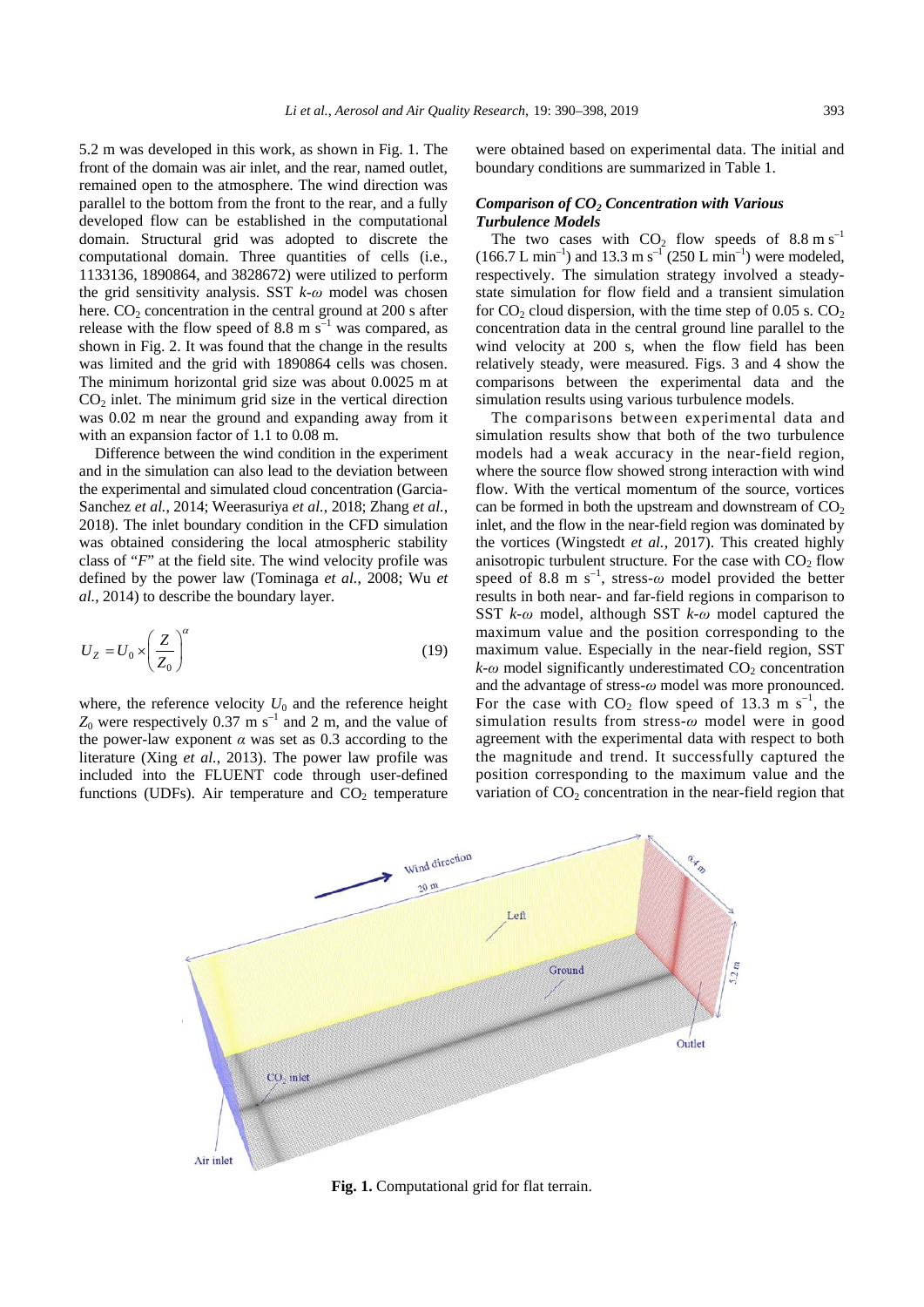5.2 m was developed in this work, as shown in Fig. 1. The front of the domain was air inlet, and the rear, named outlet, remained open to the atmosphere. The wind direction was parallel to the bottom from the front to the rear, and a fully developed flow can be established in the computational domain. Structural grid was adopted to discrete the computational domain. Three quantities of cells (i.e., 1133136, 1890864, and 3828672) were utilized to perform the grid sensitivity analysis. SST $k$-$\omega$ model was chosen here. $CO_2$ concentration in the central ground at 200 s after release with the flow speed of 8.8 m $s^{-1}$ was compared, as shown in Fig. 2. It was found that the change in the results was limited and the grid with 1890864 cells was chosen. The minimum horizontal grid size was about 0.0025 m at $CO_2$ inlet. The minimum grid size in the vertical direction was 0.02 m near the ground and expanding away from it with an expansion factor of 1.1 to 0.08 m.

Difference between the wind condition in the experiment and in the simulation can also lead to the deviation between the experimental and simulated cloud concentration (Garcia-Sanchez *et al.*, 2014; Weerasuriya *et al.*, 2018; Zhang *et al.*, 2018). The inlet boundary condition in the CFD simulation was obtained considering the local atmospheric stability class of "*F*" at the field site. The wind velocity profile was defined by the power law (Tominaga *et al.*, 2008; Wu *et al.*, 2014) to describe the boundary layer.

$$U_Z = U_0 \times \left(\frac{Z}{Z_0}\right)^{\alpha} \tag{19}$$

where, the reference velocity $U_0$ and the reference height $Z_0$ were respectively 0.37 m $s^{-1}$ and 2 m, and the value of the power-law exponent $\alpha$ was set as 0.3 according to the literature (Xing *et al.*, 2013). The power law profile was included into the FLUENT code through user-defined functions (UDFs). Air temperature and $CO_2$ temperature were obtained based on experimental data. The initial and boundary conditions are summarized in Table 1.

### *Comparison of $CO_2$ Concentration with Various Turbulence Models*

The two cases with $CO_2$ flow speeds of 8.8 m $s^{-1}$ (166.7 L $min^{-1}$) and 13.3 m $s^{-1}$ (250 L $min^{-1}$) were modeled, respectively. The simulation strategy involved a steady-state simulation for flow field and a transient simulation for $CO_2$ cloud dispersion, with the time step of 0.05 s. $CO_2$ concentration data in the central ground line parallel to the wind velocity at 200 s, when the flow field has been relatively steady, were measured. Figs. 3 and 4 show the comparisons between the experimental data and the simulation results using various turbulence models.

The comparisons between experimental data and simulation results show that both of the two turbulence models had a weak accuracy in the near-field region, where the source flow showed strong interaction with wind flow. With the vertical momentum of the source, vortices can be formed in both the upstream and downstream of $CO_2$ inlet, and the flow in the near-field region was dominated by the vortices (Wingstedt *et al.*, 2017). This created highly anisotropic turbulent structure. For the case with $CO_2$ flow speed of 8.8 m $s^{-1}$, stress-$\omega$ model provided the better results in both near- and far-field regions in comparison to SST $k$-$\omega$ model, although SST $k$-$\omega$ model captured the maximum value and the position corresponding to the maximum value. Especially in the near-field region, SST $k$-$\omega$ model significantly underestimated $CO_2$ concentration and the advantage of stress-$\omega$ model was more pronounced. For the case with $CO_2$ flow speed of 13.3 m $s^{-1}$, the simulation results from stress-$\omega$ model were in good agreement with the experimental data with respect to both the magnitude and trend. It successfully captured the position corresponding to the maximum value and the variation of $CO_2$ concentration in the near-field region that

**Fig. 1.** Computational grid for flat terrain.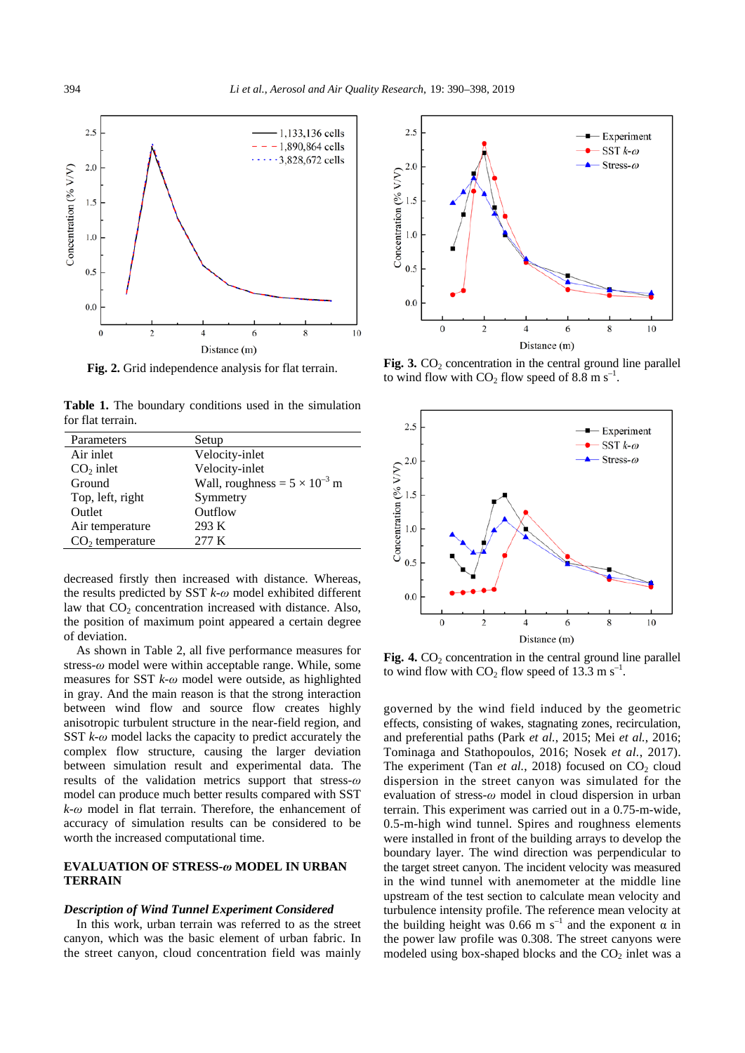**Fig. 2.** Grid independence analysis for flat terrain.

**Fig. 3.** $CO_2$ concentration in the central ground line parallel to wind flow with $CO_2$ flow speed of 8.8 m $s^{-1}$.

**Table 1.** The boundary conditions used in the simulation for flat terrain.

| Parameters | Setup |
|---|---|
| Air inlet | Velocity-inlet |
| $CO_2$ inlet | Velocity-inlet |
| Ground | Wall, roughness = $5 \times 10^{-3}$ m |
| Top, left, right | Symmetry |
| Outlet | Outflow |
| Air temperature | 293 K |
| $CO_2$ temperature | 277 K |

**Fig. 4.** $CO_2$ concentration in the central ground line parallel to wind flow with $CO_2$ flow speed of 13.3 m $s^{-1}$.

decreased firstly then increased with distance. Whereas, the results predicted by SST *k*-*ω* model exhibited different law that $CO_2$ concentration increased with distance. Also, the position of maximum point appeared a certain degree of deviation.

As shown in Table 2, all five performance measures for stress-*ω* model were within acceptable range. While, some measures for SST *k*-*ω* model were outside, as highlighted in gray. And the main reason is that the strong interaction between wind flow and source flow creates highly anisotropic turbulent structure in the near-field region, and SST *k*-*ω* model lacks the capacity to predict accurately the complex flow structure, causing the larger deviation between simulation result and experimental data. The results of the validation metrics support that stress-*ω* model can produce much better results compared with SST *k*-*ω* model in flat terrain. Therefore, the enhancement of accuracy of simulation results can be considered to be worth the increased computational time.

## EVALUATION OF STRESS-*ω* MODEL IN URBAN TERRAIN

### *Description of Wind Tunnel Experiment Considered*

In this work, urban terrain was referred to as the street canyon, which was the basic element of urban fabric. In the street canyon, cloud concentration field was mainly governed by the wind field induced by the geometric effects, consisting of wakes, stagnating zones, recirculation, and preferential paths (Park *et al.*, 2015; Mei *et al.*, 2016; Tominaga and Stathopoulos, 2016; Nosek *et al.*, 2017). The experiment (Tan *et al.*, 2018) focused on $CO_2$ cloud dispersion in the street canyon was simulated for the evaluation of stress-*ω* model in cloud dispersion in urban terrain. This experiment was carried out in a 0.75-m-wide, 0.5-m-high wind tunnel. Spires and roughness elements were installed in front of the building arrays to develop the boundary layer. The wind direction was perpendicular to the target street canyon. The incident velocity was measured in the wind tunnel with anemometer at the middle line upstream of the test section to calculate mean velocity and turbulence intensity profile. The reference mean velocity at the building height was 0.66 m $s^{-1}$ and the exponent α in the power law profile was 0.308. The street canyons were modeled using box-shaped blocks and the $CO_2$ inlet was a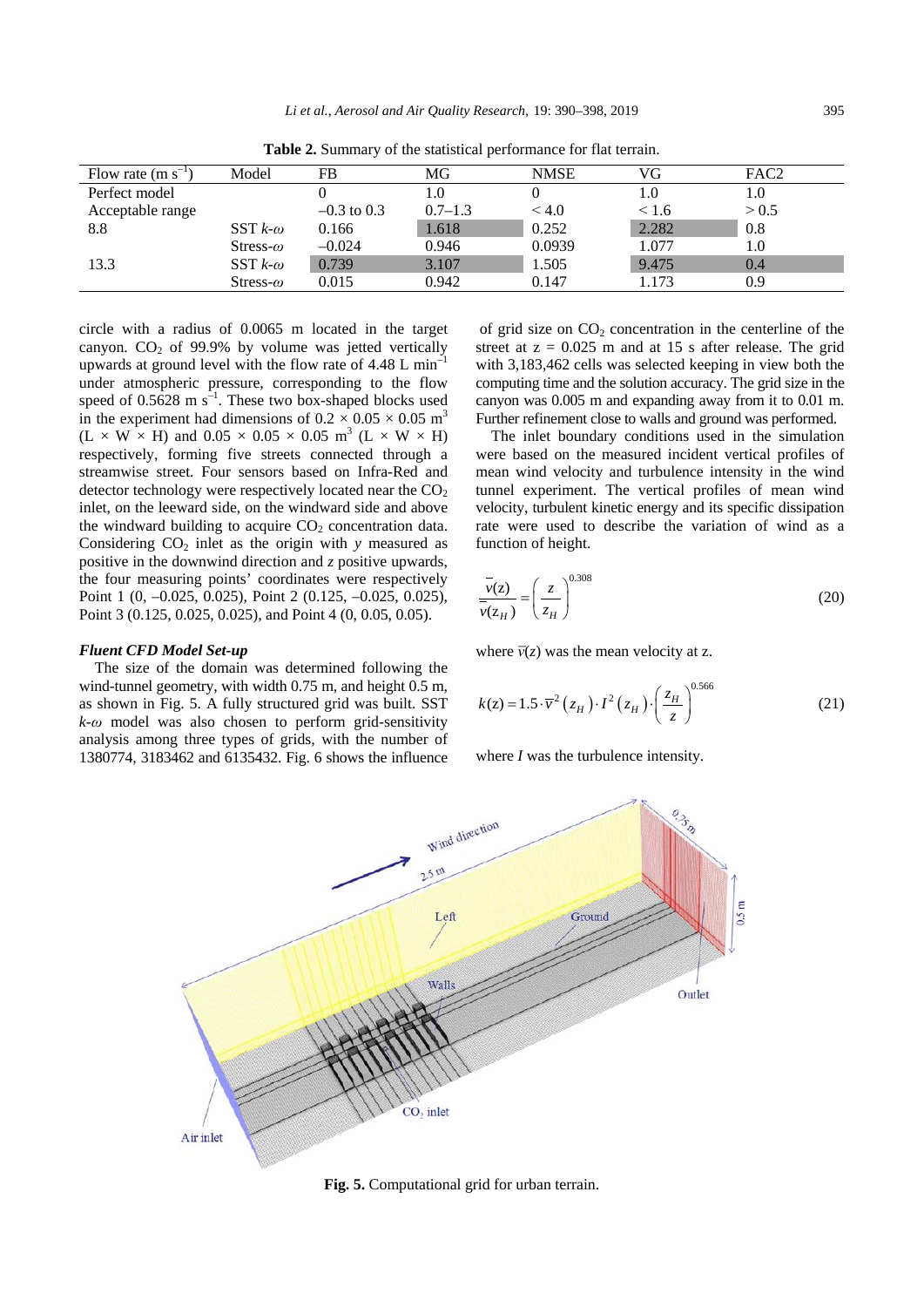**Table 2.** Summary of the statistical performance for flat terrain.

| Flow rate (m $s^{-1}$) | Model | FB | MG | NMSE | VG | FAC2 |
|---|---|---|---|---|---|---|
| Perfect model | | 0 | 1.0 | 0 | 1.0 | 1.0 |
| Acceptable range | | –0.3 to 0.3 | 0.7–1.3 | < 4.0 | < 1.6 | > 0.5 |
| 8.8 | SST *k*-*ω* | 0.166 | 1.618 | 0.252 | 2.282 | 0.8 |
| | Stress-*ω* | –0.024 | 0.946 | 0.0939 | 1.077 | 1.0 |
| 13.3 | SST *k*-*ω* | 0.739 | 3.107 | 1.505 | 9.475 | 0.4 |
| | Stress-*ω* | 0.015 | 0.942 | 0.147 | 1.173 | 0.9 |

circle with a radius of 0.0065 m located in the target canyon. $CO_2$ of 99.9% by volume was jetted vertically upwards at ground level with the flow rate of 4.48 L $min^{-1}$ under atmospheric pressure, corresponding to the flow speed of 0.5628 m $s^{-1}$. These two box-shaped blocks used in the experiment had dimensions of $0.2 \times 0.05 \times 0.05$ $m^3$ (L × W × H) and $0.05 \times 0.05 \times 0.05$ $m^3$ (L × W × H) respectively, forming five streets connected through a streamwise street. Four sensors based on Infra-Red and detector technology were respectively located near the $CO_2$ inlet, on the leeward side, on the windward side and above the windward building to acquire $CO_2$ concentration data. Considering $CO_2$ inlet as the origin with $y$ measured as positive in the downwind direction and $z$ positive upwards, the four measuring points' coordinates were respectively Point 1 (0, –0.025, 0.025), Point 2 (0.125, –0.025, 0.025), Point 3 (0.125, 0.025, 0.025), and Point 4 (0, 0.05, 0.05).

### *Fluent CFD Model Set-up*

The size of the domain was determined following the wind-tunnel geometry, with width 0.75 m, and height 0.5 m, as shown in Fig. 5. A fully structured grid was built. SST *k*-*ω* model was also chosen to perform grid-sensitivity analysis among three types of grids, with the number of 1380774, 3183462 and 6135432. Fig. 6 shows the influence of grid size on $CO_2$ concentration in the centerline of the street at z = 0.025 m and at 15 s after release. The grid with 3,183,462 cells was selected keeping in view both the computing time and the solution accuracy. The grid size in the canyon was 0.005 m and expanding away from it to 0.01 m. Further refinement close to walls and ground was performed.

The inlet boundary conditions used in the simulation were based on the measured incident vertical profiles of mean wind velocity and turbulence intensity in the wind tunnel experiment. The vertical profiles of mean wind velocity, turbulent kinetic energy and its specific dissipation rate were used to describe the variation of wind as a function of height.

$$\frac{\overline{v}(z)}{\overline{v}(z_H)} = \left(\frac{z}{z_H}\right)^{0.308} \tag{20}$$

where $\overline{v}(z)$ was the mean velocity at z.

$$k(z) = 1.5 \cdot \overline{v}^2\left(z_H\right) \cdot I^2\left(z_H\right) \cdot \left(\frac{z_H}{z}\right)^{0.566} \tag{21}$$

where $I$ was the turbulence intensity.

**Fig. 5.** Computational grid for urban terrain.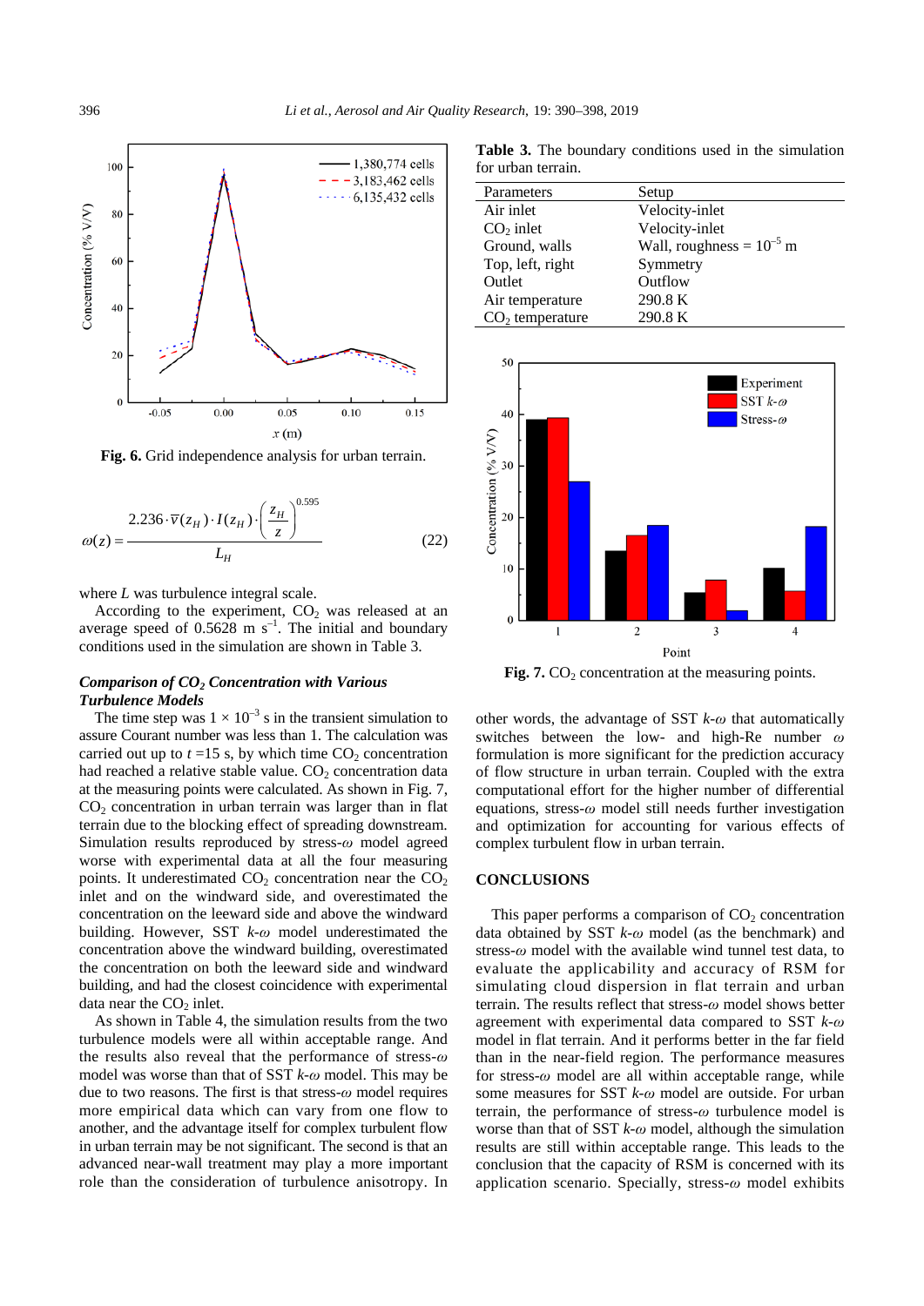Fig. 6. Grid independence analysis for urban terrain.

$$\omega(z) = \frac{2.236 \cdot \overline{v}(z_H) \cdot I(z_H) \cdot \left(\frac{z_H}{z}\right)^{0.595}}{L_H} \tag{22}$$

where $L$ was turbulence integral scale.

According to the experiment, $CO_2$ was released at an average speed of 0.5628 m $s^{-1}$. The initial and boundary conditions used in the simulation are shown in Table 3.

**Table 3.** The boundary conditions used in the simulation for urban terrain.

| Parameters | Setup |
|---|---|
| Air inlet | Velocity-inlet |
| $CO_2$ inlet | Velocity-inlet |
| Ground, walls | Wall, roughness = $10^{-5}$ m |
| Top, left, right | Symmetry |
| Outlet | Outflow |
| Air temperature | 290.8 K |
| $CO_2$ temperature | 290.8 K |

Fig. 7. $CO_2$ concentration at the measuring points.

### *Comparison of $CO_2$ Concentration with Various Turbulence Models*

The time step was $1 \times 10^{-3}$ s in the transient simulation to assure Courant number was less than 1. The calculation was carried out up to $t$ =15 s, by which time $CO_2$ concentration had reached a relative stable value. $CO_2$ concentration data at the measuring points were calculated. As shown in Fig. 7, $CO_2$ concentration in urban terrain was larger than in flat terrain due to the blocking effect of spreading downstream. Simulation results reproduced by stress-$\omega$ model agreed worse with experimental data at all the four measuring points. It underestimated $CO_2$ concentration near the $CO_2$ inlet and on the windward side, and overestimated the concentration on the leeward side and above the windward building. However, SST $k$-$\omega$ model underestimated the concentration above the windward building, overestimated the concentration on both the leeward side and windward building, and had the closest coincidence with experimental data near the $CO_2$ inlet.

As shown in Table 4, the simulation results from the two turbulence models were all within acceptable range. And the results also reveal that the performance of stress-$\omega$ model was worse than that of SST $k$-$\omega$ model. This may be due to two reasons. The first is that stress-$\omega$ model requires more empirical data which can vary from one flow to another, and the advantage itself for complex turbulent flow in urban terrain may be not significant. The second is that an advanced near-wall treatment may play a more important role than the consideration of turbulence anisotropy. In other words, the advantage of SST $k$-$\omega$ that automatically switches between the low- and high-Re number $\omega$ formulation is more significant for the prediction accuracy of flow structure in urban terrain. Coupled with the extra computational effort for the higher number of differential equations, stress-$\omega$ model still needs further investigation and optimization for accounting for various effects of complex turbulent flow in urban terrain.

## CONCLUSIONS

This paper performs a comparison of $CO_2$ concentration data obtained by SST $k$-$\omega$ model (as the benchmark) and stress-$\omega$ model with the available wind tunnel test data, to evaluate the applicability and accuracy of RSM for simulating cloud dispersion in flat terrain and urban terrain. The results reflect that stress-$\omega$ model shows better agreement with experimental data compared to SST $k$-$\omega$ model in flat terrain. And it performs better in the far field than in the near-field region. The performance measures for stress-$\omega$ model are all within acceptable range, while some measures for SST $k$-$\omega$ model are outside. For urban terrain, the performance of stress-$\omega$ turbulence model is worse than that of SST $k$-$\omega$ model, although the simulation results are still within acceptable range. This leads to the conclusion that the capacity of RSM is concerned with its application scenario. Specially, stress-$\omega$ model exhibits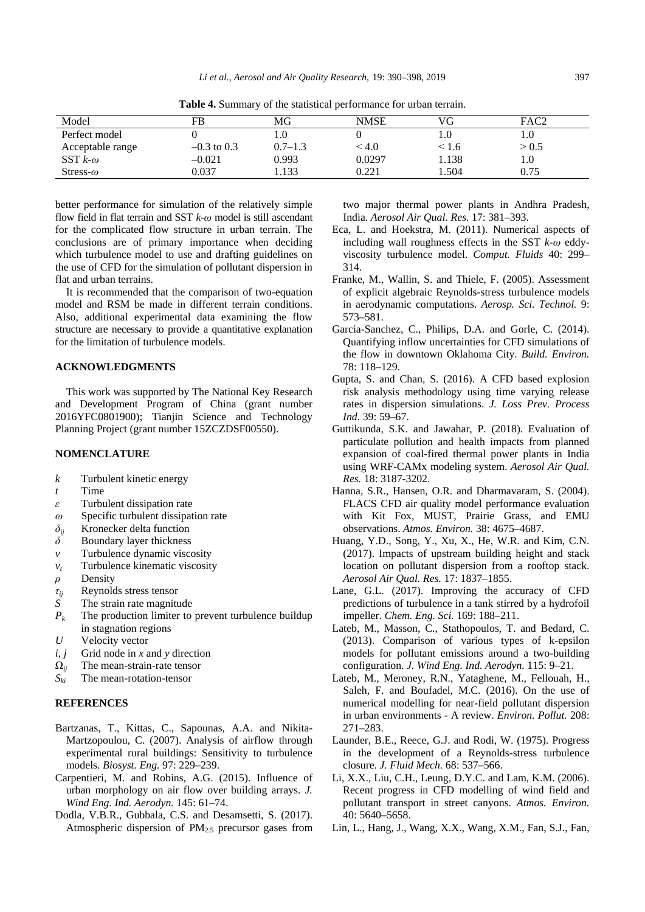**Table 4.** Summary of the statistical performance for urban terrain.

| Model | FB | MG | NMSE | VG | FAC2 |
|---|---|---|---|---|---|
| Perfect model | 0 | 1.0 | 0 | 1.0 | 1.0 |
| Acceptable range | –0.3 to 0.3 | 0.7–1.3 | < 4.0 | < 1.6 | > 0.5 |
| SST $k$-$\omega$ | –0.021 | 0.993 | 0.0297 | 1.138 | 1.0 |
| Stress-$\omega$ | 0.037 | 1.133 | 0.221 | 1.504 | 0.75 |

better performance for simulation of the relatively simple flow field in flat terrain and SST $k$-$\omega$ model is still ascendant for the complicated flow structure in urban terrain. The conclusions are of primary importance when deciding which turbulence model to use and drafting guidelines on the use of CFD for the simulation of pollutant dispersion in flat and urban terrains.

It is recommended that the comparison of two-equation model and RSM be made in different terrain conditions. Also, additional experimental data examining the flow structure are necessary to provide a quantitative explanation for the limitation of turbulence models.

## ACKNOWLEDGMENTS

This work was supported by The National Key Research and Development Program of China (grant number 2016YFC0801900); Tianjin Science and Technology Planning Project (grant number 15ZCZDSF00550).

## NOMENCLATURE

- $k$ Turbulent kinetic energy
- $t$ Time
- $\varepsilon$ Turbulent dissipation rate
- $\omega$ Specific turbulent dissipation rate
- $\delta_{ij}$ Kronecker delta function
- $\delta$ Boundary layer thickness
- $v$ Turbulence dynamic viscosity
- $v_t$ Turbulence kinematic viscosity
- $\rho$ Density
- $\tau_{ij}$ Reynolds stress tensor
- $S$ The strain rate magnitude
- $P_k$ The production limiter to prevent turbulence buildup in stagnation regions
- $U$ Velocity vector
- $i, j$ Grid node in $x$ and $y$ direction
- $\Omega_{ij}$ The mean-strain-rate tensor
- $S_{ki}$ The mean-rotation-tensor

## REFERENCES

Bartzanas, T., Kittas, C., Sapounas, A.A. and Nikita-Martzopoulou, C. (2007). Analysis of airflow through experimental rural buildings: Sensitivity to turbulence models. *Biosyst. Eng.* 97: 229–239.

Carpentieri, M. and Robins, A.G. (2015). Influence of urban morphology on air flow over building arrays. *J. Wind Eng. Ind. Aerodyn.* 145: 61–74.

Dodla, V.B.R., Gubbala, C.S. and Desamsetti, S. (2017). Atmospheric dispersion of $PM_{2.5}$ precursor gases from two major thermal power plants in Andhra Pradesh, India. *Aerosol Air Qual. Res.* 17: 381–393.

Eca, L. and Hoekstra, M. (2011). Numerical aspects of including wall roughness effects in the SST $k$-$\omega$ eddy-viscosity turbulence model. *Comput. Fluids* 40: 299–314.

Franke, M., Wallin, S. and Thiele, F. (2005). Assessment of explicit algebraic Reynolds-stress turbulence models in aerodynamic computations. *Aerosp. Sci. Technol.* 9: 573–581.

Garcia-Sanchez, C., Philips, D.A. and Gorle, C. (2014). Quantifying inflow uncertainties for CFD simulations of the flow in downtown Oklahoma City. *Build. Environ.* 78: 118–129.

Gupta, S. and Chan, S. (2016). A CFD based explosion risk analysis methodology using time varying release rates in dispersion simulations. *J. Loss Prev. Process Ind.* 39: 59–67.

Guttikunda, S.K. and Jawahar, P. (2018). Evaluation of particulate pollution and health impacts from planned expansion of coal-fired thermal power plants in India using WRF-CAMx modeling system. *Aerosol Air Qual. Res.* 18: 3187-3202.

Hanna, S.R., Hansen, O.R. and Dharmavaram, S. (2004). FLACS CFD air quality model performance evaluation with Kit Fox, MUST, Prairie Grass, and EMU observations. *Atmos. Environ.* 38: 4675–4687.

Huang, Y.D., Song, Y., Xu, X., He, W.R. and Kim, C.N. (2017). Impacts of upstream building height and stack location on pollutant dispersion from a rooftop stack. *Aerosol Air Qual. Res.* 17: 1837–1855.

Lane, G.L. (2017). Improving the accuracy of CFD predictions of turbulence in a tank stirred by a hydrofoil impeller. *Chem. Eng. Sci.* 169: 188–211.

Lateb, M., Masson, C., Stathopoulos, T. and Bedard, C. (2013). Comparison of various types of k-epsilon models for pollutant emissions around a two-building configuration. *J. Wind Eng. Ind. Aerodyn.* 115: 9–21.

Lateb, M., Meroney, R.N., Yataghene, M., Fellouah, H., Saleh, F. and Boufadel, M.C. (2016). On the use of numerical modelling for near-field pollutant dispersion in urban environments - A review. *Environ. Pollut.* 208: 271–283.

Launder, B.E., Reece, G.J. and Rodi, W. (1975). Progress in the development of a Reynolds-stress turbulence closure. *J. Fluid Mech.* 68: 537–566.

Li, X.X., Liu, C.H., Leung, D.Y.C. and Lam, K.M. (2006). Recent progress in CFD modelling of wind field and pollutant transport in street canyons. *Atmos. Environ.* 40: 5640–5658.

Lin, L., Hang, J., Wang, X.X., Wang, X.M., Fan, S.J., Fan,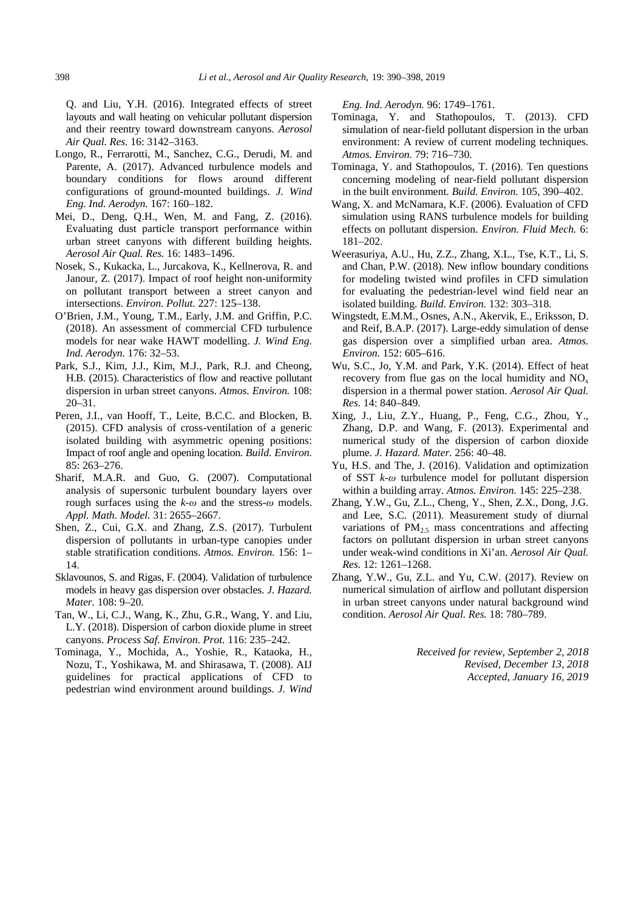Q. and Liu, Y.H. (2016). Integrated effects of street layouts and wall heating on vehicular pollutant dispersion and their reentry toward downstream canyons. *Aerosol Air Qual. Res.* 16: 3142–3163.

Longo, R., Ferrarotti, M., Sanchez, C.G., Derudi, M. and Parente, A. (2017). Advanced turbulence models and boundary conditions for flows around different configurations of ground-mounted buildings. *J. Wind Eng. Ind. Aerodyn.* 167: 160–182.

Mei, D., Deng, Q.H., Wen, M. and Fang, Z. (2016). Evaluating dust particle transport performance within urban street canyons with different building heights. *Aerosol Air Qual. Res.* 16: 1483–1496.

Nosek, S., Kukacka, L., Jurcakova, K., Kellnerova, R. and Janour, Z. (2017). Impact of roof height non-uniformity on pollutant transport between a street canyon and intersections. *Environ. Pollut.* 227: 125–138.

O'Brien, J.M., Young, T.M., Early, J.M. and Griffin, P.C. (2018). An assessment of commercial CFD turbulence models for near wake HAWT modelling. *J. Wind Eng. Ind. Aerodyn.* 176: 32–53.

Park, S.J., Kim, J.J., Kim, M.J., Park, R.J. and Cheong, H.B. (2015). Characteristics of flow and reactive pollutant dispersion in urban street canyons. *Atmos. Environ.* 108: 20–31.

Peren, J.I., van Hooff, T., Leite, B.C.C. and Blocken, B. (2015). CFD analysis of cross-ventilation of a generic isolated building with asymmetric opening positions: Impact of roof angle and opening location. *Build. Environ.* 85: 263–276.

Sharif, M.A.R. and Guo, G. (2007). Computational analysis of supersonic turbulent boundary layers over rough surfaces using the *k-ω* and the stress-*ω* models. *Appl. Math. Model.* 31: 2655–2667.

Shen, Z., Cui, G.X. and Zhang, Z.S. (2017). Turbulent dispersion of pollutants in urban-type canopies under stable stratification conditions. *Atmos. Environ.* 156: 1–14.

Sklavounos, S. and Rigas, F. (2004). Validation of turbulence models in heavy gas dispersion over obstacles. *J. Hazard. Mater.* 108: 9–20.

Tan, W., Li, C.J., Wang, K., Zhu, G.R., Wang, Y. and Liu, L.Y. (2018). Dispersion of carbon dioxide plume in street canyons. *Process Saf. Environ. Prot.* 116: 235–242.

Tominaga, Y., Mochida, A., Yoshie, R., Kataoka, H., Nozu, T., Yoshikawa, M. and Shirasawa, T. (2008). AIJ guidelines for practical applications of CFD to pedestrian wind environment around buildings. *J. Wind Eng. Ind. Aerodyn.* 96: 1749–1761.

Tominaga, Y. and Stathopoulos, T. (2013). CFD simulation of near-field pollutant dispersion in the urban environment: A review of current modeling techniques. *Atmos. Environ.* 79: 716–730.

Tominaga, Y. and Stathopoulos, T. (2016). Ten questions concerning modeling of near-field pollutant dispersion in the built environment. *Build. Environ.* 105, 390–402.

Wang, X. and McNamara, K.F. (2006). Evaluation of CFD simulation using RANS turbulence models for building effects on pollutant dispersion. *Environ. Fluid Mech.* 6: 181–202.

Weerasuriya, A.U., Hu, Z.Z., Zhang, X.L., Tse, K.T., Li, S. and Chan, P.W. (2018). New inflow boundary conditions for modeling twisted wind profiles in CFD simulation for evaluating the pedestrian-level wind field near an isolated building. *Build. Environ.* 132: 303–318.

Wingstedt, E.M.M., Osnes, A.N., Akervik, E., Eriksson, D. and Reif, B.A.P. (2017). Large-eddy simulation of dense gas dispersion over a simplified urban area. *Atmos. Environ.* 152: 605–616.

Wu, S.C., Jo, Y.M. and Park, Y.K. (2014). Effect of heat recovery from flue gas on the local humidity and $NO_x$ dispersion in a thermal power station. *Aerosol Air Qual. Res.* 14: 840–849.

Xing, J., Liu, Z.Y., Huang, P., Feng, C.G., Zhou, Y., Zhang, D.P. and Wang, F. (2013). Experimental and numerical study of the dispersion of carbon dioxide plume. *J. Hazard. Mater.* 256: 40–48.

Yu, H.S. and The, J. (2016). Validation and optimization of SST *k-ω* turbulence model for pollutant dispersion within a building array. *Atmos. Environ.* 145: 225–238.

Zhang, Y.W., Gu, Z.L., Cheng, Y., Shen, Z.X., Dong, J.G. and Lee, S.C. (2011). Measurement study of diurnal variations of $PM_{2.5}$ mass concentrations and affecting factors on pollutant dispersion in urban street canyons under weak-wind conditions in Xi'an. *Aerosol Air Qual. Res.* 12: 1261–1268.

Zhang, Y.W., Gu, Z.L. and Yu, C.W. (2017). Review on numerical simulation of airflow and pollutant dispersion in urban street canyons under natural background wind condition. *Aerosol Air Qual. Res.* 18: 780–789.

*Received for review, September 2, 2018*
*Revised, December 13, 2018*
*Accepted, January 16, 2019*